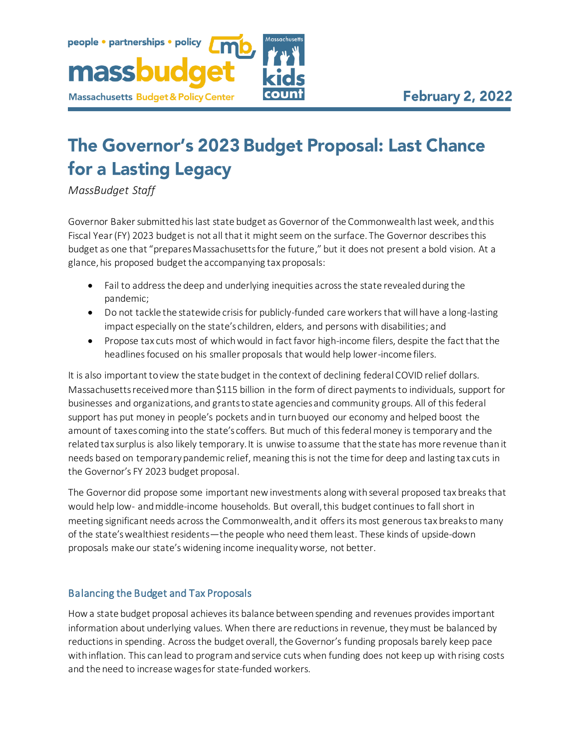February 2, 2022

# The Governor's 2023 Budget Proposal: Last Chance for a Lasting Legacy

*MassBudget Staff*

Governor Baker submitted his last state budget as Governor of the Commonwealth last week, and this Fiscal Year (FY) 2023 budget is not all that it might seem on the surface. The Governor describes this budget as one that "prepares Massachusetts for the future," but it does not present a bold vision. At a glance, his proposed budget the accompanying tax proposals:

- Fail to address the deep and underlying inequities across the state revealed during the pandemic;
- Do not tackle the statewide crisis for publicly-funded care workers that will have a long-lasting impact especially on the state's children, elders, and persons with disabilities; and
- Propose tax cuts most of which would in fact favor high-income filers, despite the fact that the headlines focused on his smaller proposals that would help lower-income filers.

It is also important to view the state budget in the context of declining federal COVID relief dollars. Massachusetts received more than $115 billion in the form of direct payments to individuals, support for businesses and organizations, and grants to state agencies and community groups. All of this federal support has put money in people's pockets and in turn buoyed our economy and helped boost the amount of taxes coming into the state's coffers. But much of this federal money is temporary and the related tax surplus is also likely temporary. It is unwise to assume that the state has more revenue than it needs based on temporary pandemic relief, meaning this is not the time for deep and lasting tax cuts in the Governor's FY 2023 budget proposal.

The Governor did propose some important new investments along with several proposed tax breaks that would help low- and middle-income households. But overall, this budget continues to fall short in meeting significant needs across the Commonwealth, and it offers its most generous tax breaks to many of the state's wealthiest residents—the people who need them least. These kinds of upside-down proposals make our state's widening income inequality worse, not better.

## Balancing the Budget and Tax Proposals

How a state budget proposal achieves its balance between spending and revenues provides important information about underlying values. When there are reductions in revenue, they must be balanced by reductions in spending. Across the budget overall, the Governor's funding proposals barely keep pace with inflation. This can lead to program and service cuts when funding does not keep up with rising costs and the need to increase wages for state-funded workers.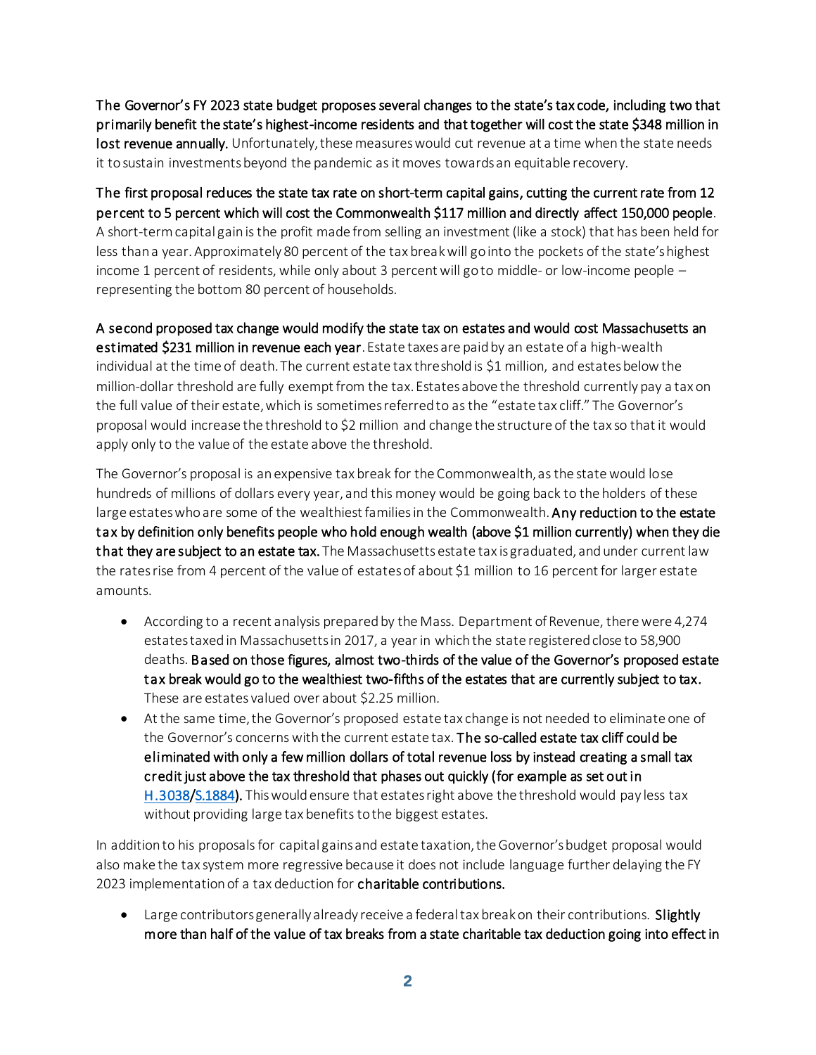**The Governor's FY 2023 state budget proposes several changes to the state's tax code, including two that primarily benefit the state's highest-income residents and that together will cost the state $348 million in lost revenue annually.** Unfortunately, these measures would cut revenue at a time when the state needs it to sustain investments beyond the pandemic as it moves towards an equitable recovery.

**The first proposal reduces the state tax rate on short-term capital gains, cutting the current rate from 12 percent to 5 percent which will cost the Commonwealth $117 million and directly affect 150,000 people**. A short-term capital gain is the profit made from selling an investment (like a stock) that has been held for less than a year. Approximately 80 percent of the tax break will go into the pockets of the state's highest income 1 percent of residents, while only about 3 percent will go to middle- or low-income people – representing the bottom 80 percent of households.

**A second proposed tax change would modify the state tax on estates and would cost Massachusetts an estimated $231 million in revenue each year**. Estate taxes are paid by an estate of a high-wealth individual at the time of death. The current estate tax threshold is $1 million, and estates below the million-dollar threshold are fully exempt from the tax. Estates above the threshold currently pay a tax on the full value of their estate, which is sometimes referred to as the "estate tax cliff." The Governor's proposal would increase the threshold to $2 million and change the structure of the tax so that it would apply only to the value of the estate above the threshold.

The Governor's proposal is an expensive tax break for the Commonwealth, as the state would lose hundreds of millions of dollars every year, and this money would be going back to the holders of these large estates who are some of the wealthiest families in the Commonwealth. **Any reduction to the estate tax by definition only benefits people who hold enough wealth (above $1 million currently) when they die that they are subject to an estate tax.** The Massachusetts estate tax is graduated, and under current law the rates rise from 4 percent of the value of estates of about $1 million to 16 percent for larger estate amounts.

- According to a recent analysis prepared by the Mass. Department of Revenue, there were 4,274 estates taxed in Massachusetts in 2017, a year in which the state registered close to 58,900 deaths. **Based on those figures, almost two-thirds of the value of the Governor's proposed estate tax break would go to the wealthiest two-fifths of the estates that are currently subject to tax.** These are estates valued over about $2.25 million.
- At the same time, the Governor's proposed estate tax change is not needed to eliminate one of the Governor's concerns with the current estate tax. **The so-called estate tax cliff could be eliminated with only a few million dollars of total revenue loss by instead creating a small tax credit just above the tax threshold that phases out quickly (for example as set out in [H.3038](H.3038)/[S.1884](S.1884)).** This would ensure that estates right above the threshold would pay less tax without providing large tax benefits to the biggest estates.

In addition to his proposals for capital gains and estate taxation, the Governor's budget proposal would also make the tax system more regressive because it does not include language further delaying the FY 2023 implementation of a tax deduction for **charitable contributions.**

- Large contributors generally already receive a federal tax break on their contributions. **Slightly more than half of the value of tax breaks from a state charitable tax deduction going into effect in**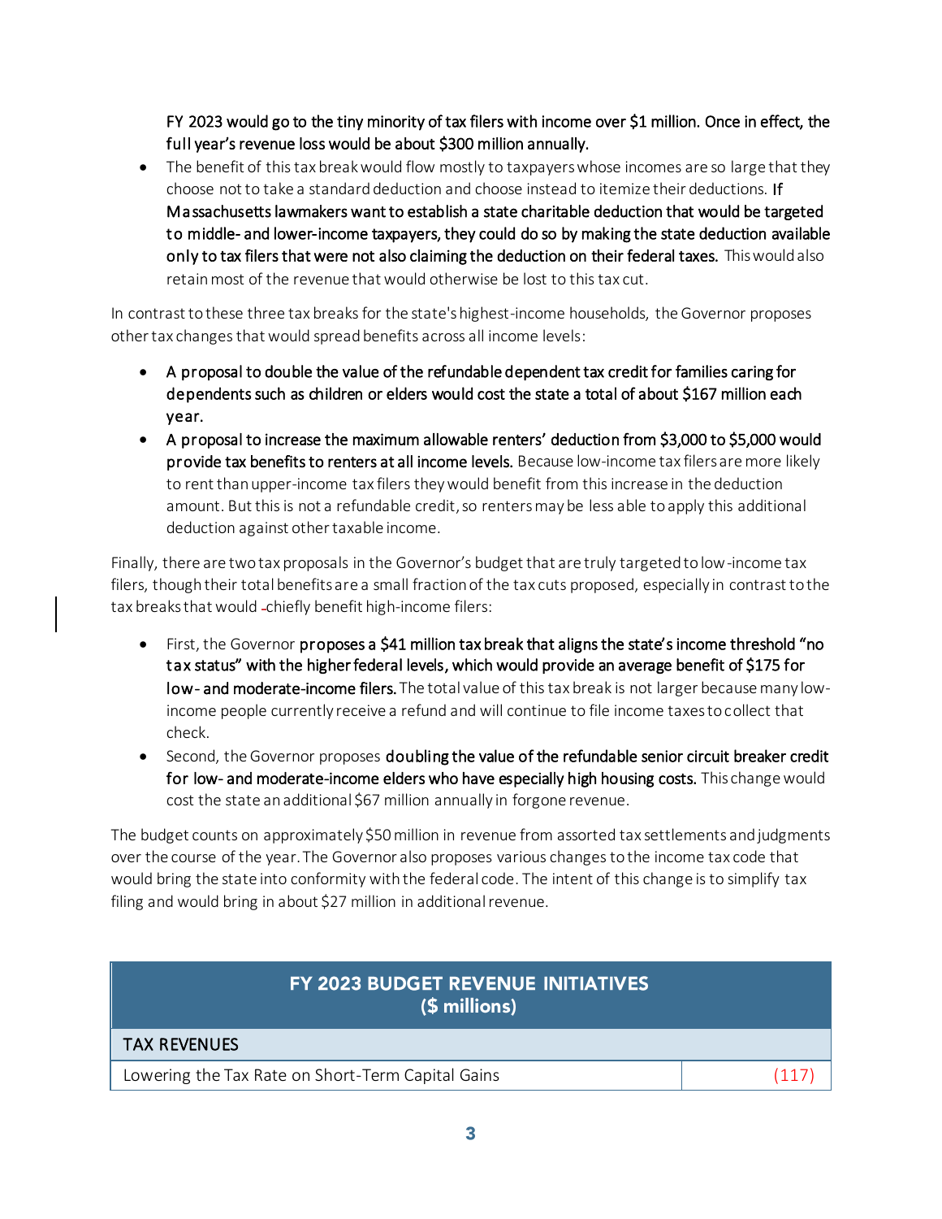FY 2023 would go to the tiny minority of tax filers with income over $1 million. Once in effect, the full year's revenue loss would be about $300 million annually.

- The benefit of this tax break would flow mostly to taxpayers whose incomes are so large that they choose not to take a standard deduction and choose instead to itemize their deductions. **If Massachusetts lawmakers want to establish a state charitable deduction that would be targeted to middle- and lower-income taxpayers, they could do so by making the state deduction available only to tax filers that were not also claiming the deduction on their federal taxes.** This would also retain most of the revenue that would otherwise be lost to this tax cut.

In contrast to these three tax breaks for the state's highest-income households, the Governor proposes other tax changes that would spread benefits across all income levels:

- **A proposal to double the value of the refundable dependent tax credit for families caring for dependents such as children or elders would cost the state a total of about $167 million each year.**
- **A proposal to increase the maximum allowable renters' deduction from $3,000 to $5,000 would provide tax benefits to renters at all income levels.** Because low-income tax filers are more likely to rent than upper-income tax filers they would benefit from this increase in the deduction amount. But this is not a refundable credit, so renters may be less able to apply this additional deduction against other taxable income.

Finally, there are two tax proposals in the Governor's budget that are truly targeted to low-income tax filers, though their total benefits are a small fraction of the tax cuts proposed, especially in contrast to the tax breaks that would chiefly benefit high-income filers:

- First, the Governor **proposes a $41 million tax break that aligns the state's income threshold "no tax status" with the higher federal levels, which would provide an average benefit of $175 for low- and moderate-income filers.** The total value of this tax break is not larger because many low-income people currently receive a refund and will continue to file income taxes to collect that check.
- Second, the Governor proposes **doubling the value of the refundable senior circuit breaker credit for low- and moderate-income elders who have especially high housing costs.** This change would cost the state an additional $67 million annually in forgone revenue.

The budget counts on approximately $50 million in revenue from assorted tax settlements and judgments over the course of the year. The Governor also proposes various changes to the income tax code that would bring the state into conformity with the federal code. The intent of this change is to simplify tax filing and would bring in about $27 million in additional revenue.

| FY 2023 BUDGET REVENUE INITIATIVES ($ millions) | |
|---|---|
| **TAX REVENUES** | |
| Lowering the Tax Rate on Short-Term Capital Gains | (117) |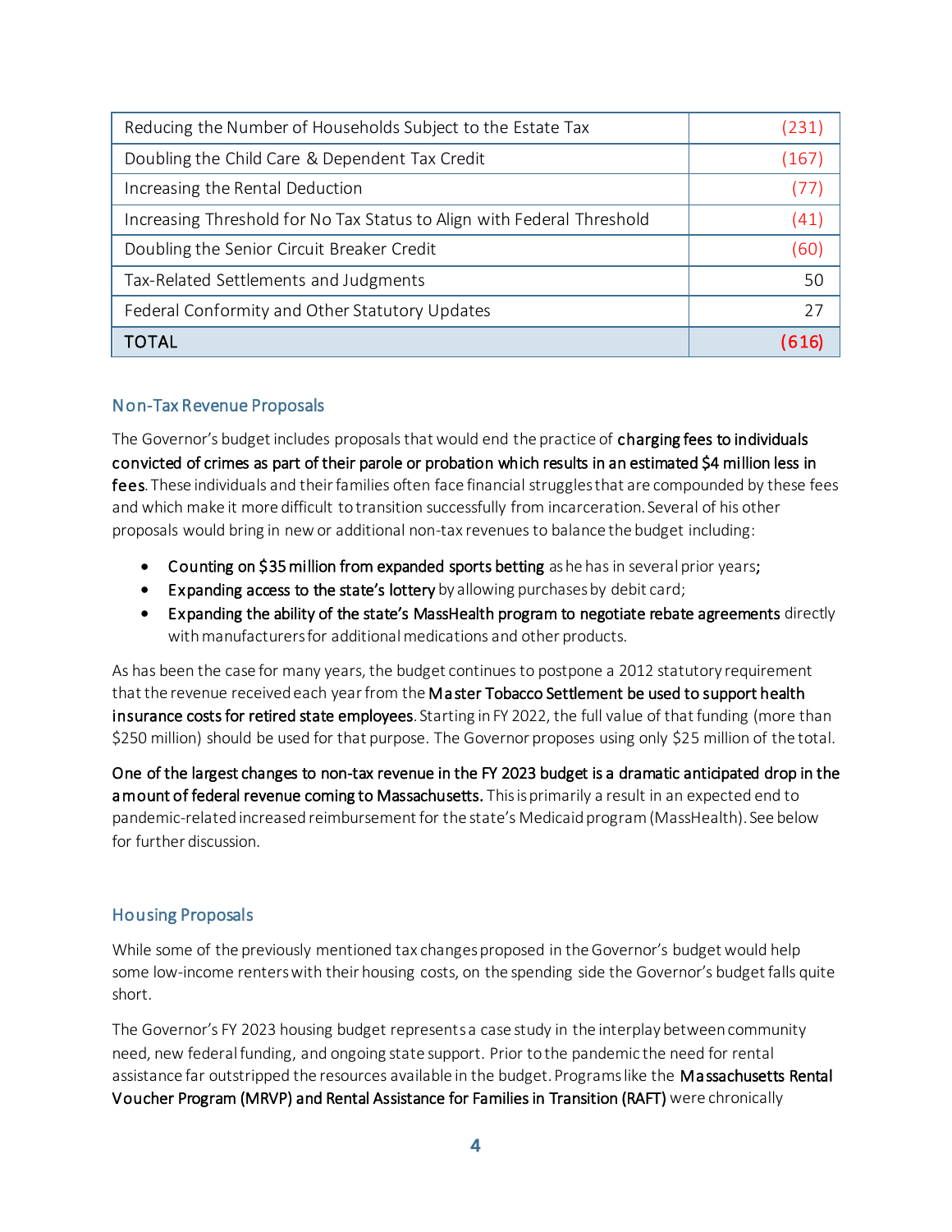| | |
|---|---|
| Reducing the Number of Households Subject to the Estate Tax | (231) |
| Doubling the Child Care & Dependent Tax Credit | (167) |
| Increasing the Rental Deduction | (77) |
| Increasing Threshold for No Tax Status to Align with Federal Threshold | (41) |
| Doubling the Senior Circuit Breaker Credit | (60) |
| Tax-Related Settlements and Judgments | 50 |
| Federal Conformity and Other Statutory Updates | 27 |
| TOTAL | (616) |

## Non-Tax Revenue Proposals

The Governor's budget includes proposals that would end the practice of **charging fees to individuals convicted of crimes as part of their parole or probation which results in an estimated $4 million less in fees**. These individuals and their families often face financial struggles that are compounded by these fees and which make it more difficult to transition successfully from incarceration. Several of his other proposals would bring in new or additional non-tax revenues to balance the budget including:

- **Counting on $35 million from expanded sports betting** as he has in several prior years;
- **Expanding access to the state's lottery** by allowing purchases by debit card;
- **Expanding the ability of the state's MassHealth program to negotiate rebate agreements** directly with manufacturers for additional medications and other products.

As has been the case for many years, the budget continues to postpone a 2012 statutory requirement that the revenue received each year from the **Master Tobacco Settlement be used to support health insurance costs for retired state employees**. Starting in FY 2022, the full value of that funding (more than $250 million) should be used for that purpose. The Governor proposes using only $25 million of the total.

**One of the largest changes to non-tax revenue in the FY 2023 budget is a dramatic anticipated drop in the amount of federal revenue coming to Massachusetts.** This is primarily a result in an expected end to pandemic-related increased reimbursement for the state's Medicaid program (MassHealth). See below for further discussion.

## Housing Proposals

While some of the previously mentioned tax changes proposed in the Governor's budget would help some low-income renters with their housing costs, on the spending side the Governor's budget falls quite short.

The Governor's FY 2023 housing budget represents a case study in the interplay between community need, new federal funding, and ongoing state support. Prior to the pandemic the need for rental assistance far outstripped the resources available in the budget. Programs like the **Massachusetts Rental Voucher Program (MRVP) and Rental Assistance for Families in Transition (RAFT)** were chronically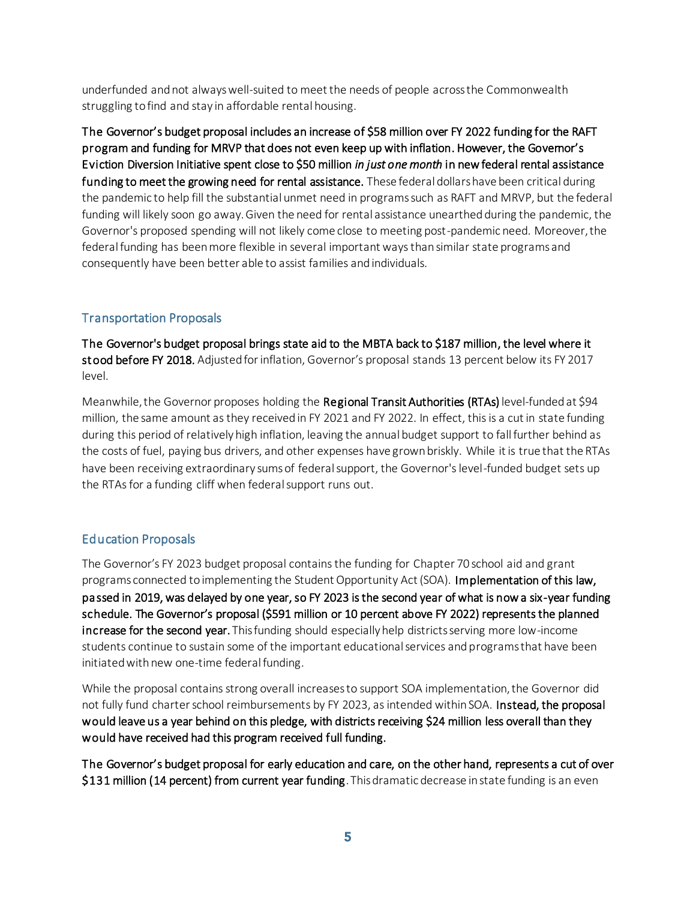underfunded and not always well-suited to meet the needs of people across the Commonwealth struggling to find and stay in affordable rental housing.

**The Governor's budget proposal includes an increase of $58 million over FY 2022 funding for the RAFT program and funding for MRVP that does not even keep up with inflation. However, the Governor's Eviction Diversion Initiative spent close to $50 million *in just one month* in new federal rental assistance funding to meet the growing need for rental assistance.** These federal dollars have been critical during the pandemic to help fill the substantial unmet need in programs such as RAFT and MRVP, but the federal funding will likely soon go away. Given the need for rental assistance unearthed during the pandemic, the Governor's proposed spending will not likely come close to meeting post-pandemic need. Moreover, the federal funding has been more flexible in several important ways than similar state programs and consequently have been better able to assist families and individuals.

## Transportation Proposals

**The Governor's budget proposal brings state aid to the MBTA back to $187 million, the level where it stood before FY 2018.** Adjusted for inflation, Governor's proposal stands 13 percent below its FY 2017 level.

Meanwhile, the Governor proposes holding the **Regional Transit Authorities (RTAs)** level-funded at $94 million, the same amount as they received in FY 2021 and FY 2022. In effect, this is a cut in state funding during this period of relatively high inflation, leaving the annual budget support to fall further behind as the costs of fuel, paying bus drivers, and other expenses have grown briskly. While it is true that the RTAs have been receiving extraordinary sums of federal support, the Governor's level-funded budget sets up the RTAs for a funding cliff when federal support runs out.

## Education Proposals

The Governor's FY 2023 budget proposal contains the funding for Chapter 70 school aid and grant programs connected to implementing the Student Opportunity Act (SOA). **Implementation of this law, passed in 2019, was delayed by one year, so FY 2023 is the second year of what is now a six-year funding schedule. The Governor's proposal ($591 million or 10 percent above FY 2022) represents the planned increase for the second year.** This funding should especially help districts serving more low-income students continue to sustain some of the important educational services and programs that have been initiated with new one-time federal funding.

While the proposal contains strong overall increases to support SOA implementation, the Governor did not fully fund charter school reimbursements by FY 2023, as intended within SOA. **Instead, the proposal would leave us a year behind on this pledge, with districts receiving $24 million less overall than they would have received had this program received full funding.**

**The Governor's budget proposal for early education and care, on the other hand, represents a cut of over $131 million (14 percent) from current year funding**. This dramatic decrease in state funding is an even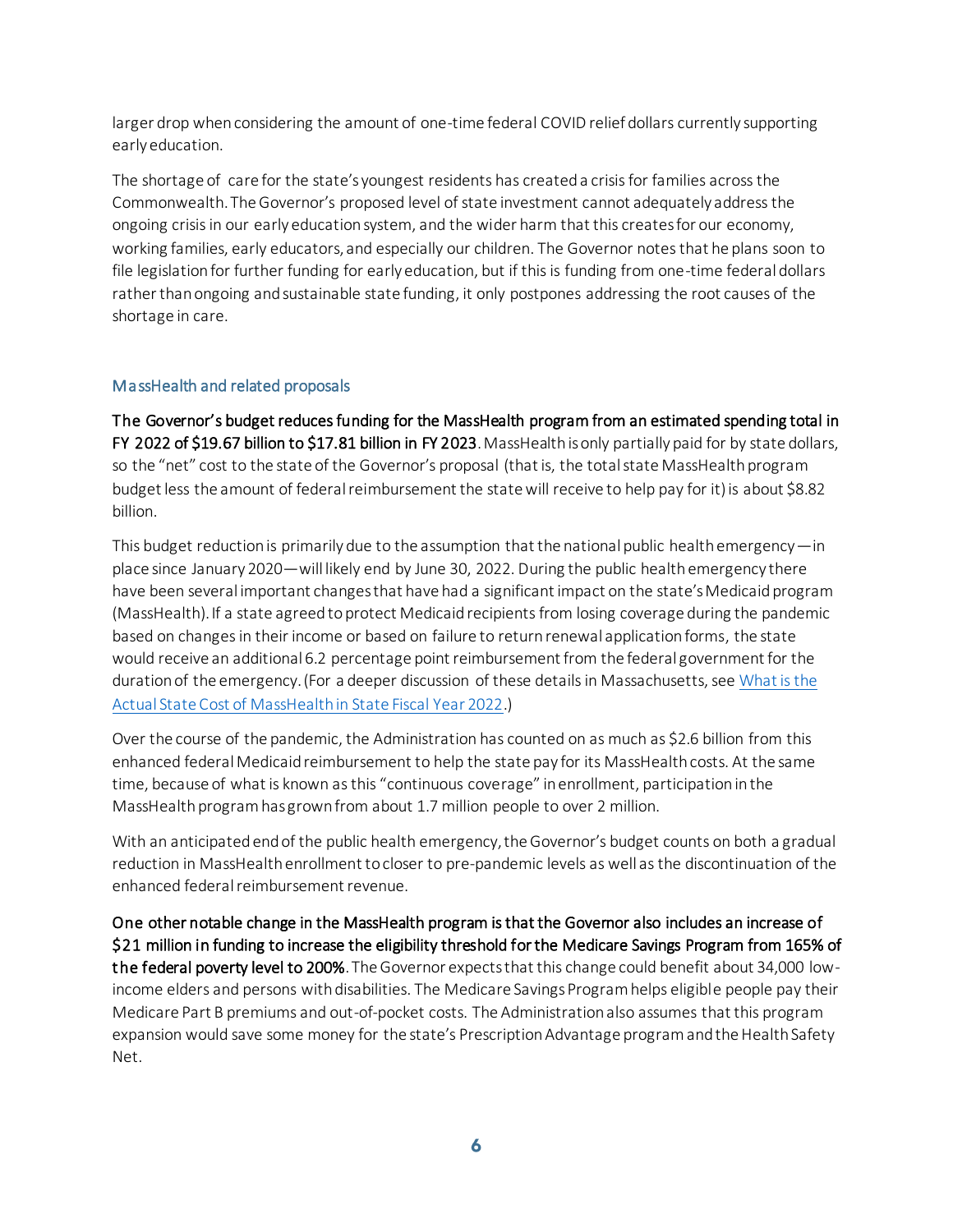larger drop when considering the amount of one-time federal COVID relief dollars currently supporting early education.

The shortage of care for the state's youngest residents has created a crisis for families across the Commonwealth. The Governor's proposed level of state investment cannot adequately address the ongoing crisis in our early education system, and the wider harm that this creates for our economy, working families, early educators, and especially our children. The Governor notes that he plans soon to file legislation for further funding for early education, but if this is funding from one-time federal dollars rather than ongoing and sustainable state funding, it only postpones addressing the root causes of the shortage in care.

### MassHealth and related proposals

**The Governor's budget reduces funding for the MassHealth program from an estimated spending total in FY 2022 of $19.67 billion to $17.81 billion in FY 2023**. MassHealth is only partially paid for by state dollars, so the "net" cost to the state of the Governor's proposal (that is, the total state MassHealth program budget less the amount of federal reimbursement the state will receive to help pay for it) is about $8.82 billion.

This budget reduction is primarily due to the assumption that the national public health emergency—in place since January 2020—will likely end by June 30, 2022. During the public health emergency there have been several important changes that have had a significant impact on the state's Medicaid program (MassHealth). If a state agreed to protect Medicaid recipients from losing coverage during the pandemic based on changes in their income or based on failure to return renewal application forms, the state would receive an additional 6.2 percentage point reimbursement from the federal government for the duration of the emergency. (For a deeper discussion of these details in Massachusetts, see [What is the Actual State Cost of MassHealth in State Fiscal Year 2022](#).)

Over the course of the pandemic, the Administration has counted on as much as $2.6 billion from this enhanced federal Medicaid reimbursement to help the state pay for its MassHealth costs. At the same time, because of what is known as this "continuous coverage" in enrollment, participation in the MassHealth program has grown from about 1.7 million people to over 2 million.

With an anticipated end of the public health emergency, the Governor's budget counts on both a gradual reduction in MassHealth enrollment to closer to pre-pandemic levels as well as the discontinuation of the enhanced federal reimbursement revenue.

**One other notable change in the MassHealth program is that the Governor also includes an increase of $21 million in funding to increase the eligibility threshold for the Medicare Savings Program from 165% of the federal poverty level to 200%**. The Governor expects that this change could benefit about 34,000 low-income elders and persons with disabilities. The Medicare Savings Program helps eligible people pay their Medicare Part B premiums and out-of-pocket costs. The Administration also assumes that this program expansion would save some money for the state's Prescription Advantage program and the Health Safety Net.